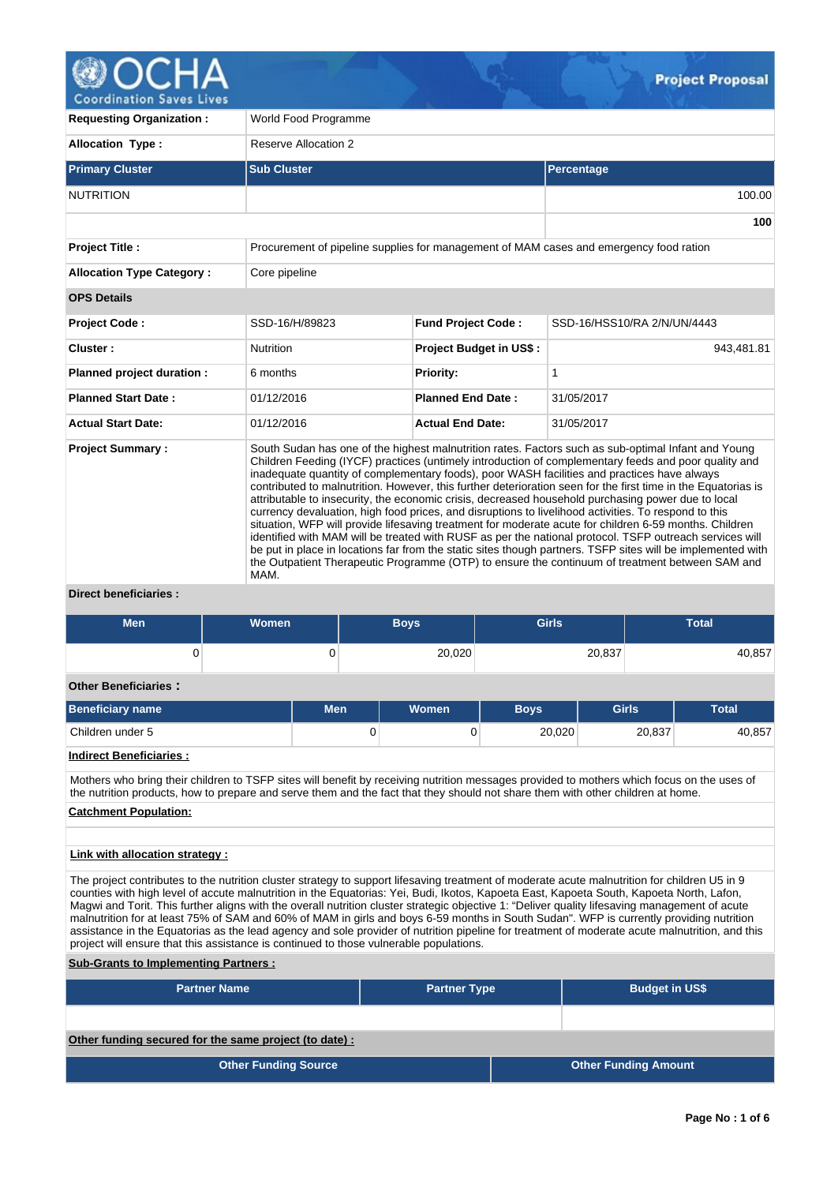# Project Proposal

| | |
|---|---|
| **Requesting Organization :** | World Food Programme |
| **Allocation Type :** | Reserve Allocation 2 |

| Primary Cluster | Sub Cluster | Percentage |
|---|---|---|
| NUTRITION | | 100.00 |
| | | **100** |

| | |
|---|---|
| **Project Title :** | Procurement of pipeline supplies for management of MAM cases and emergency food ration |
| **Allocation Type Category :** | Core pipeline |

**OPS Details**

| | | | |
|---|---|---|---|
| **Project Code :** | SSD-16/H/89823 | **Fund Project Code :** | SSD-16/HSS10/RA 2/N/UN/4443 |
| **Cluster :** | Nutrition | **Project Budget in US$ :** | 943,481.81 |
| **Planned project duration :** | 6 months | **Priority:** | 1 |
| **Planned Start Date :** | 01/12/2016 | **Planned End Date :** | 31/05/2017 |
| **Actual Start Date:** | 01/12/2016 | **Actual End Date:** | 31/05/2017 |

**Project Summary :**

South Sudan has one of the highest malnutrition rates. Factors such as sub-optimal Infant and Young Children Feeding (IYCF) practices (untimely introduction of complementary feeds and poor quality and inadequate quantity of complementary foods), poor WASH facilities and practices have always contributed to malnutrition. However, this further deterioration seen for the first time in the Equatorias is attributable to insecurity, the economic crisis, decreased household purchasing power due to local currency devaluation, high food prices, and disruptions to livelihood activities. To respond to this situation, WFP will provide lifesaving treatment for moderate acute for children 6-59 months. Children identified with MAM will be treated with RUSF as per the national protocol. TSFP outreach services will be put in place in locations far from the static sites though partners. TSFP sites will be implemented with the Outpatient Therapeutic Programme (OTP) to ensure the continuum of treatment between SAM and MAM.

**Direct beneficiaries :**

| Men | Women | Boys | Girls | Total |
|---|---|---|---|---|
| 0 | 0 | 20,020 | 20,837 | 40,857 |

**Other Beneficiaries :**

| Beneficiary name | Men | Women | Boys | Girls | Total |
|---|---|---|---|---|---|
| Children under 5 | 0 | 0 | 20,020 | 20,837 | 40,857 |

**Indirect Beneficiaries :**

Mothers who bring their children to TSFP sites will benefit by receiving nutrition messages provided to mothers which focus on the uses of the nutrition products, how to prepare and serve them and the fact that they should not share them with other children at home.

**Catchment Population:**

**Link with allocation strategy :**

The project contributes to the nutrition cluster strategy to support lifesaving treatment of moderate acute malnutrition for children U5 in 9 counties with high level of accute malnutrition in the Equatorias: Yei, Budi, Ikotos, Kapoeta East, Kapoeta South, Kapoeta North, Lafon, Magwi and Torit. This further aligns with the overall nutrition cluster strategic objective 1: "Deliver quality lifesaving management of acute malnutrition for at least 75% of SAM and 60% of MAM in girls and boys 6-59 months in South Sudan". WFP is currently providing nutrition assistance in the Equatorias as the lead agency and sole provider of nutrition pipeline for treatment of moderate acute malnutrition, and this project will ensure that this assistance is continued to those vulnerable populations.

**Sub-Grants to Implementing Partners :**

| Partner Name | Partner Type | Budget in US$ |
|---|---|---|
| | | |

**Other funding secured for the same project (to date) :**

| Other Funding Source | Other Funding Amount |
|---|---|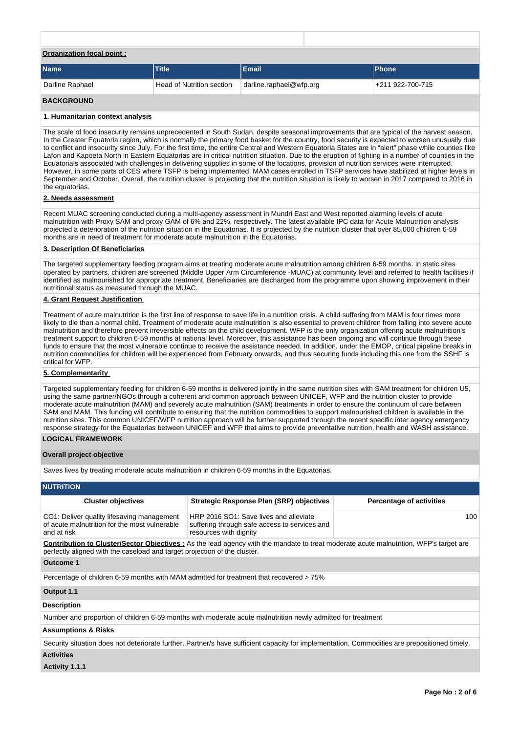**Organization focal point :**

| Name | Title | Email | Phone |
|---|---|---|---|
| Darline Raphael | Head of Nutrition section | darline.raphael@wfp.org | +211 922-700-715 |

## BACKGROUND

### 1. Humanitarian context analysis

The scale of food insecurity remains unprecedented in South Sudan, despite seasonal improvements that are typical of the harvest season. In the Greater Equatoria region, which is normally the primary food basket for the country, food security is expected to worsen unusually due to conflict and insecurity since July. For the first time, the entire Central and Western Equatoria States are in "alert" phase while counties like Lafon and Kapoeta North in Eastern Equatorias are in critical nutrition situation. Due to the eruption of fighting in a number of counties in the Equatorials associated with challenges in delivering supplies in some of the locations, provision of nutrition services were interrupted. However, in some parts of CES where TSFP is being implemented, MAM cases enrolled in TSFP services have stabilized at higher levels in September and October. Overall, the nutrition cluster is projecting that the nutrition situation is likely to worsen in 2017 compared to 2016 in the equatorias.

### 2. Needs assessment

Recent MUAC screening conducted during a multi-agency assessment in Mundri East and West reported alarming levels of acute malnutrition with Proxy SAM and proxy GAM of 6% and 22%, respectively. The latest available IPC data for Acute Malnutrition analysis projected a deterioration of the nutrition situation in the Equatorias. It is projected by the nutrition cluster that over 85,000 children 6-59 months are in need of treatment for moderate acute malnutrition in the Equatorias.

### 3. Description Of Beneficiaries

The targeted supplementary feeding program aims at treating moderate acute malnutrition among children 6-59 months. In static sites operated by partners, children are screened (Middle Upper Arm Circumference -MUAC) at community level and referred to health facilities if identified as malnourished for appropriate treatment. Beneficiaries are discharged from the programme upon showing improvement in their nutritional status as measured through the MUAC.

### 4. Grant Request Justification

Treatment of acute malnutrition is the first line of response to save life in a nutrition crisis. A child suffering from MAM is four times more likely to die than a normal child. Treatment of moderate acute malnutrition is also essential to prevent children from falling into severe acute malnutrition and therefore prevent irreversible effects on the child development. WFP is the only organization offering acute malnutrition's treatment support to children 6-59 months at national level. Moreover, this assistance has been ongoing and will continue through these funds to ensure that the most vulnerable continue to receive the assistance needed. In addition, under the EMOP, critical pipeline breaks in nutrition commodities for children will be experienced from February onwards, and thus securing funds including this one from the SSHF is critical for WFP.

### 5. Complementarity

Targeted supplementary feeding for children 6-59 months is delivered jointly in the same nutrition sites with SAM treatment for children U5, using the same partner/NGOs through a coherent and common approach between UNICEF, WFP and the nutrition cluster to provide moderate acute malnutrition (MAM) and severely acute malnutrition (SAM) treatments in order to ensure the continuum of care between SAM and MAM. This funding will contribute to ensuring that the nutrition commodities to support malnourished children is available in the nutrition sites. This common UNICEF/WFP nutrition approach will be further supported through the recent specific inter agency emergency response strategy for the Equatorias between UNICEF and WFP that aims to provide preventative nutrition, health and WASH assistance.

## LOGICAL FRAMEWORK

**Overall project objective**

Saves lives by treating moderate acute malnutrition in children 6-59 months in the Equatorias.

### NUTRITION

| Cluster objectives | Strategic Response Plan (SRP) objectives | Percentage of activities |
|---|---|---|
| CO1: Deliver quality lifesaving management of acute malnutrition for the most vulnerable and at risk | HRP 2016 SO1: Save lives and alleviate suffering through safe access to services and resources with dignity | 100 |

**Contribution to Cluster/Sector Objectives :** As the lead agency with the mandate to treat moderate acute malnutrition, WFP's target are perfectly aligned with the caseload and target projection of the cluster.

**Outcome 1**

Percentage of children 6-59 months with MAM admitted for treatment that recovered > 75%

**Output 1.1**

**Description**

Number and proportion of children 6-59 months with moderate acute malnutrition newly admitted for treatment

**Assumptions & Risks**

Security situation does not deteriorate further. Partner/s have sufficient capacity for implementation. Commodities are prepositioned timely.

**Activities**

**Activity 1.1.1**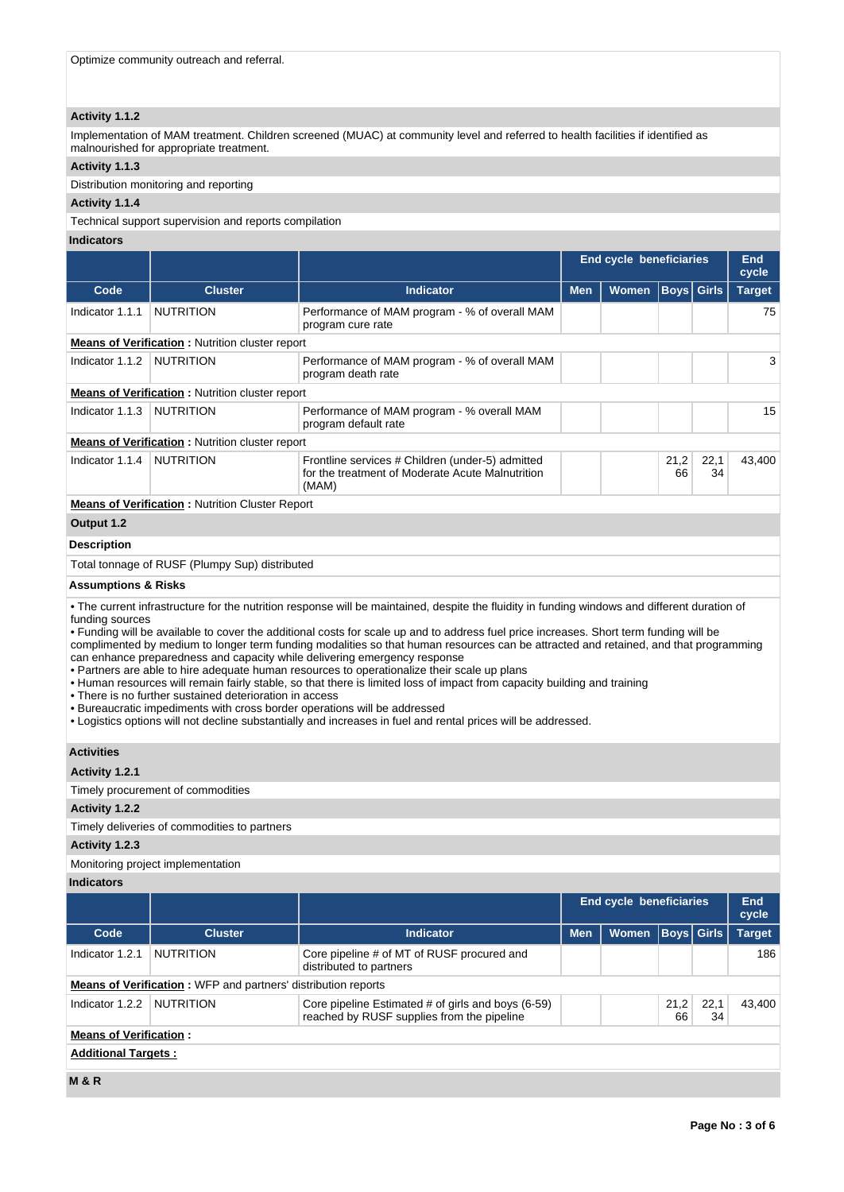Optimize community outreach and referral.

**Activity 1.1.2**

Implementation of MAM treatment. Children screened (MUAC) at community level and referred to health facilities if identified as malnourished for appropriate treatment.

**Activity 1.1.3**

Distribution monitoring and reporting

**Activity 1.1.4**

Technical support supervision and reports compilation

**Indicators**

| | | | End cycle beneficiaries | | | | End cycle |
|---|---|---|---|---|---|---|---|
| Code | Cluster | Indicator | Men | Women | Boys | Girls | Target |
| Indicator 1.1.1 | NUTRITION | Performance of MAM program - % of overall MAM program cure rate | | | | | 75 |
| **Means of Verification** : Nutrition cluster report | | | | | | | |
| Indicator 1.1.2 | NUTRITION | Performance of MAM program - % of overall MAM program death rate | | | | | 3 |
| **Means of Verification** : Nutrition cluster report | | | | | | | |
| Indicator 1.1.3 | NUTRITION | Performance of MAM program - % overall MAM program default rate | | | | | 15 |
| **Means of Verification** : Nutrition cluster report | | | | | | | |
| Indicator 1.1.4 | NUTRITION | Frontline services # Children (under-5) admitted for the treatment of Moderate Acute Malnutrition (MAM) | | | 21,266 | 22,134 | 43,400 |
| **Means of Verification** : Nutrition Cluster Report | | | | | | | |

**Output 1.2**

**Description**

Total tonnage of RUSF (Plumpy Sup) distributed

**Assumptions & Risks**

- The current infrastructure for the nutrition response will be maintained, despite the fluidity in funding windows and different duration of funding sources
- Funding will be available to cover the additional costs for scale up and to address fuel price increases. Short term funding will be complimented by medium to longer term funding modalities so that human resources can be attracted and retained, and that programming can enhance preparedness and capacity while delivering emergency response
- Partners are able to hire adequate human resources to operationalize their scale up plans
- Human resources will remain fairly stable, so that there is limited loss of impact from capacity building and training
- There is no further sustained deterioration in access
- Bureaucratic impediments with cross border operations will be addressed
- Logistics options will not decline substantially and increases in fuel and rental prices will be addressed.

**Activities**

**Activity 1.2.1**

Timely procurement of commodities

**Activity 1.2.2**

Timely deliveries of commodities to partners

**Activity 1.2.3**

Monitoring project implementation

**Indicators**

| | | | End cycle beneficiaries | | | | End cycle |
|---|---|---|---|---|---|---|---|
| Code | Cluster | Indicator | Men | Women | Boys | Girls | Target |
| Indicator 1.2.1 | NUTRITION | Core pipeline # of MT of RUSF procured and distributed to partners | | | | | 186 |
| **Means of Verification** : WFP and partners' distribution reports | | | | | | | |
| Indicator 1.2.2 | NUTRITION | Core pipeline Estimated # of girls and boys (6-59) reached by RUSF supplies from the pipeline | | | 21,266 | 22,134 | 43,400 |
| **Means of Verification** : | | | | | | | |

**Additional Targets :**

**M & R**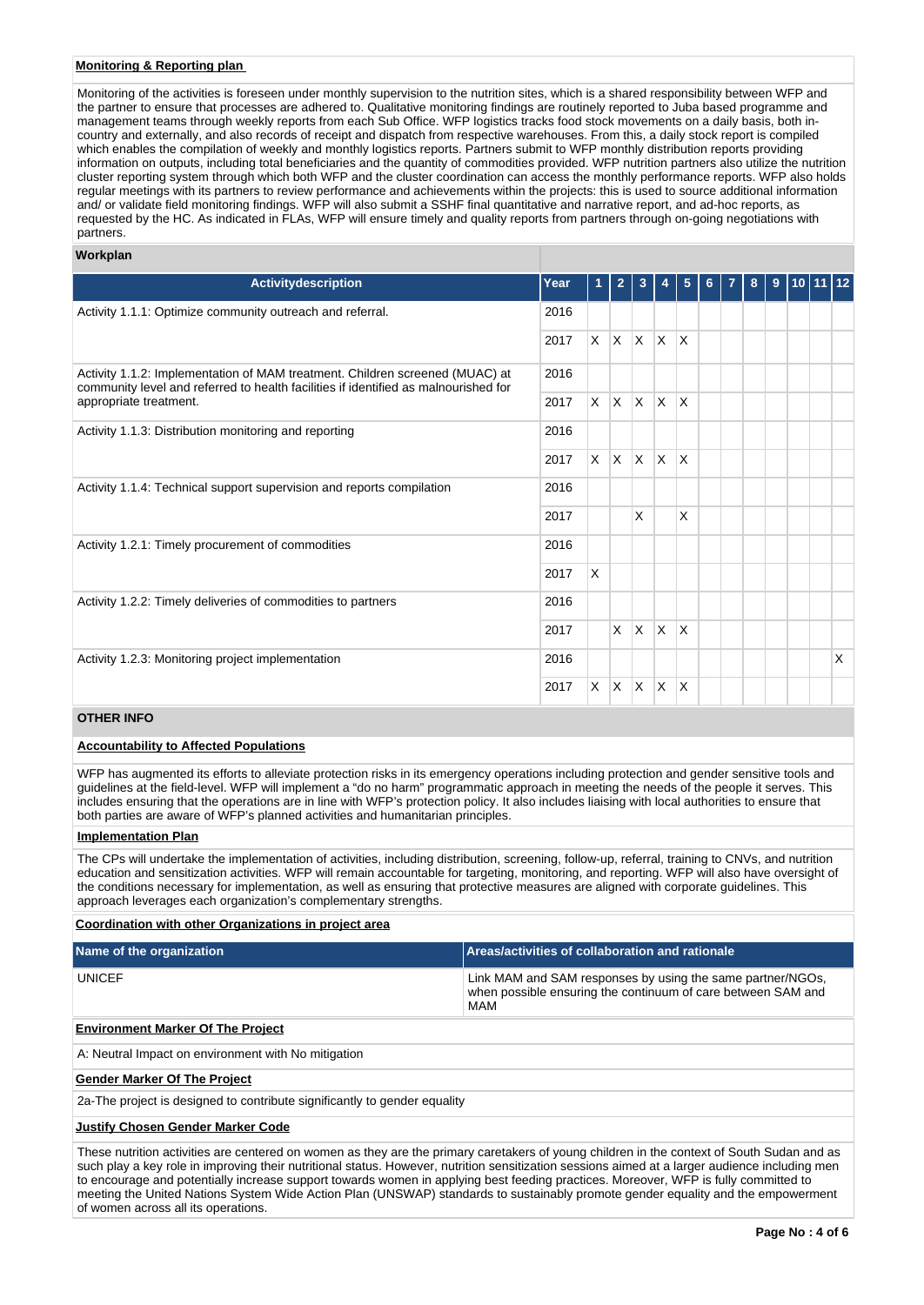**Monitoring & Reporting plan**

Monitoring of the activities is foreseen under monthly supervision to the nutrition sites, which is a shared responsibility between WFP and the partner to ensure that processes are adhered to. Qualitative monitoring findings are routinely reported to Juba based programme and management teams through weekly reports from each Sub Office. WFP logistics tracks food stock movements on a daily basis, both in-country and externally, and also records of receipt and dispatch from respective warehouses. From this, a daily stock report is compiled which enables the compilation of weekly and monthly logistics reports. Partners submit to WFP monthly distribution reports providing information on outputs, including total beneficiaries and the quantity of commodities provided. WFP nutrition partners also utilize the nutrition cluster reporting system through which both WFP and the cluster coordination can access the monthly performance reports. WFP also holds regular meetings with its partners to review performance and achievements within the projects: this is used to source additional information and/ or validate field monitoring findings. WFP will also submit a SSHF final quantitative and narrative report, and ad-hoc reports, as requested by the HC. As indicated in FLAs, WFP will ensure timely and quality reports from partners through on-going negotiations with partners.

**Workplan**

| Activitydescription | Year | 1 | 2 | 3 | 4 | 5 | 6 | 7 | 8 | 9 | 10 | 11 | 12 |
|---|---|---|---|---|---|---|---|---|---|---|---|---|---|
| Activity 1.1.1: Optimize community outreach and referral. | 2016 | | | | | | | | | | | | |
| | 2017 | X | X | X | X | X | | | | | | | |
| Activity 1.1.2: Implementation of MAM treatment. Children screened (MUAC) at community level and referred to health facilities if identified as malnourished for appropriate treatment. | 2016 | | | | | | | | | | | | |
| | 2017 | X | X | X | X | X | | | | | | | |
| Activity 1.1.3: Distribution monitoring and reporting | 2016 | | | | | | | | | | | | |
| | 2017 | X | X | X | X | X | | | | | | | |
| Activity 1.1.4: Technical support supervision and reports compilation | 2016 | | | | | | | | | | | | |
| | 2017 | | | X | | X | | | | | | | |
| Activity 1.2.1: Timely procurement of commodities | 2016 | | | | | | | | | | | | |
| | 2017 | X | | | | | | | | | | | |
| Activity 1.2.2: Timely deliveries of commodities to partners | 2016 | | | | | | | | | | | | |
| | 2017 | | X | X | X | X | | | | | | | |
| Activity 1.2.3: Monitoring project implementation | 2016 | | | | | | | | | | | | X |
| | 2017 | X | X | X | X | X | | | | | | | |

**OTHER INFO**

**Accountability to Affected Populations**

WFP has augmented its efforts to alleviate protection risks in its emergency operations including protection and gender sensitive tools and guidelines at the field-level. WFP will implement a "do no harm" programmatic approach in meeting the needs of the people it serves. This includes ensuring that the operations are in line with WFP's protection policy. It also includes liaising with local authorities to ensure that both parties are aware of WFP's planned activities and humanitarian principles.

**Implementation Plan**

The CPs will undertake the implementation of activities, including distribution, screening, follow-up, referral, training to CNVs, and nutrition education and sensitization activities. WFP will remain accountable for targeting, monitoring, and reporting. WFP will also have oversight of the conditions necessary for implementation, as well as ensuring that protective measures are aligned with corporate guidelines. This approach leverages each organization's complementary strengths.

**Coordination with other Organizations in project area**

| Name of the organization | Areas/activities of collaboration and rationale |
|---|---|
| UNICEF | Link MAM and SAM responses by using the same partner/NGOs, when possible ensuring the continuum of care between SAM and MAM |

**Environment Marker Of The Project**

A: Neutral Impact on environment with No mitigation

**Gender Marker Of The Project**

2a-The project is designed to contribute significantly to gender equality

**Justify Chosen Gender Marker Code**

These nutrition activities are centered on women as they are the primary caretakers of young children in the context of South Sudan and as such play a key role in improving their nutritional status. However, nutrition sensitization sessions aimed at a larger audience including men to encourage and potentially increase support towards women in applying best feeding practices. Moreover, WFP is fully committed to meeting the United Nations System Wide Action Plan (UNSWAP) standards to sustainably promote gender equality and the empowerment of women across all its operations.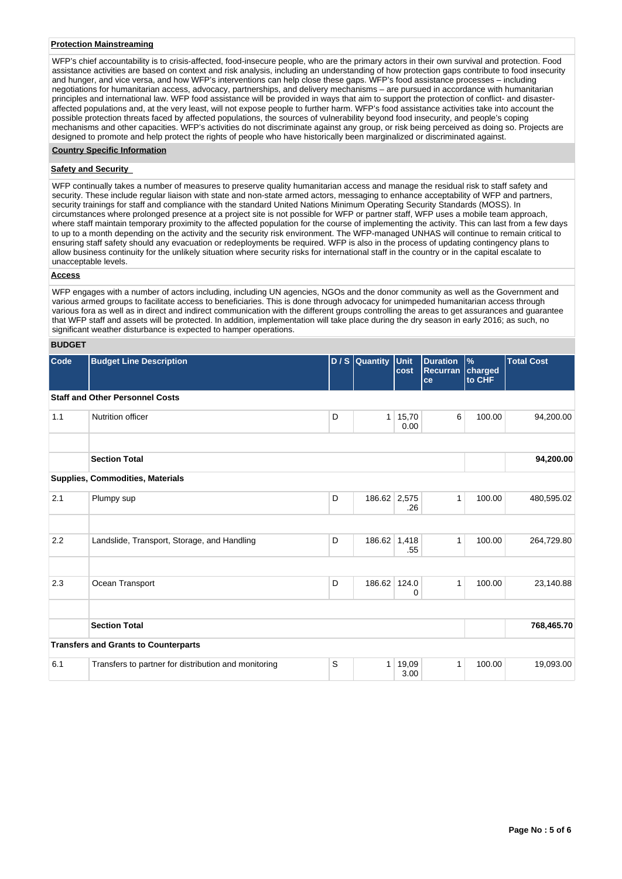**Protection Mainstreaming**

WFP's chief accountability is to crisis-affected, food-insecure people, who are the primary actors in their own survival and protection. Food assistance activities are based on context and risk analysis, including an understanding of how protection gaps contribute to food insecurity and hunger, and vice versa, and how WFP's interventions can help close these gaps. WFP's food assistance processes – including negotiations for humanitarian access, advocacy, partnerships, and delivery mechanisms – are pursued in accordance with humanitarian principles and international law. WFP food assistance will be provided in ways that aim to support the protection of conflict- and disaster-affected populations and, at the very least, will not expose people to further harm. WFP's food assistance activities take into account the possible protection threats faced by affected populations, the sources of vulnerability beyond food insecurity, and people's coping mechanisms and other capacities. WFP's activities do not discriminate against any group, or risk being perceived as doing so. Projects are designed to promote and help protect the rights of people who have historically been marginalized or discriminated against.

**Country Specific Information**

**Safety and Security**

WFP continually takes a number of measures to preserve quality humanitarian access and manage the residual risk to staff safety and security. These include regular liaison with state and non-state armed actors, messaging to enhance acceptability of WFP and partners, security trainings for staff and compliance with the standard United Nations Minimum Operating Security Standards (MOSS). In circumstances where prolonged presence at a project site is not possible for WFP or partner staff, WFP uses a mobile team approach, where staff maintain temporary proximity to the affected population for the course of implementing the activity. This can last from a few days to up to a month depending on the activity and the security risk environment. The WFP-managed UNHAS will continue to remain critical to ensuring staff safety should any evacuation or redeployments be required. WFP is also in the process of updating contingency plans to allow business continuity for the unlikely situation where security risks for international staff in the country or in the capital escalate to unacceptable levels.

**Access**

WFP engages with a number of actors including, including UN agencies, NGOs and the donor community as well as the Government and various armed groups to facilitate access to beneficiaries. This is done through advocacy for unimpeded humanitarian access through various fora as well as in direct and indirect communication with the different groups controlling the areas to get assurances and guarantee that WFP staff and assets will be protected. In addition, implementation will take place during the dry season in early 2016; as such, no significant weather disturbance is expected to hamper operations.

**BUDGET**

| Code | Budget Line Description | D / S | Quantity | Unit cost | Duration Recurrance | % charged to CHF | Total Cost |
|---|---|---|---|---|---|---|---|
| **Staff and Other Personnel Costs** | | | | | | | |
| 1.1 | Nutrition officer | D | 1 | 15,700.00 | 6 | 100.00 | 94,200.00 |
| | | | | | | | |
| | **Section Total** | | | | | | **94,200.00** |
| **Supplies, Commodities, Materials** | | | | | | | |
| 2.1 | Plumpy sup | D | 186.62 | 2,575.26 | 1 | 100.00 | 480,595.02 |
| | | | | | | | |
| 2.2 | Landslide, Transport, Storage, and Handling | D | 186.62 | 1,418.55 | 1 | 100.00 | 264,729.80 |
| | | | | | | | |
| 2.3 | Ocean Transport | D | 186.62 | 124.00 | 1 | 100.00 | 23,140.88 |
| | | | | | | | |
| | **Section Total** | | | | | | **768,465.70** |
| **Transfers and Grants to Counterparts** | | | | | | | |
| 6.1 | Transfers to partner for distribution and monitoring | S | 1 | 19,093.00 | 1 | 100.00 | 19,093.00 |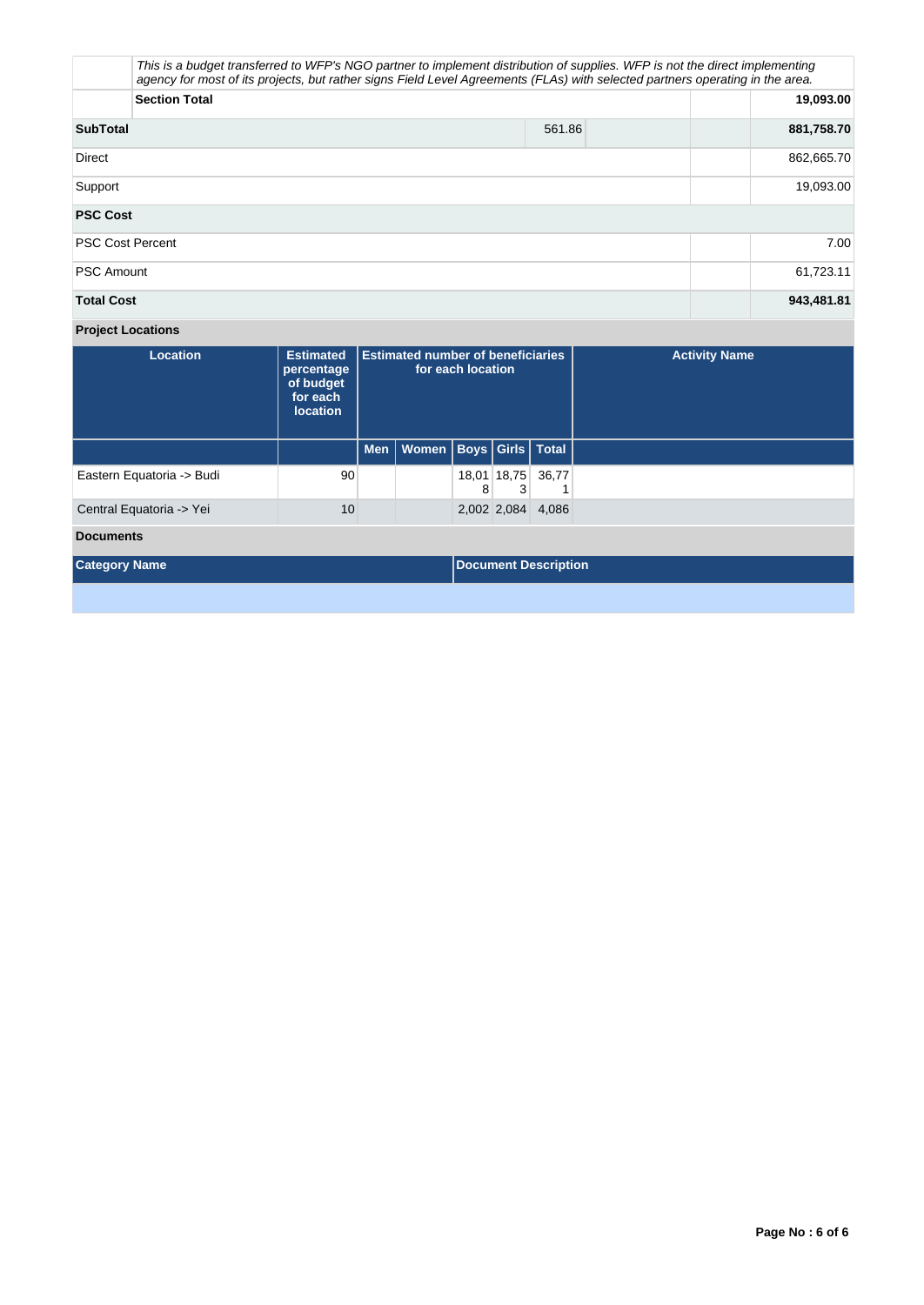| | | | | |
|---|---|---|---|---|
| | *This is a budget transferred to WFP's NGO partner to implement distribution of supplies. WFP is not the direct implementing agency for most of its projects, but rather signs Field Level Agreements (FLAs) with selected partners operating in the area.* | | | |
| | **Section Total** | | | **19,093.00** |
| **SubTotal** | | 561.86 | | **881,758.70** |
| Direct | | | | 862,665.70 |
| Support | | | | 19,093.00 |
| **PSC Cost** | | | | |
| PSC Cost Percent | | | | 7.00 |
| PSC Amount | | | | 61,723.11 |
| **Total Cost** | | | | **943,481.81** |

**Project Locations**

| Location | Estimated percentage of budget for each location | Estimated number of beneficiaries for each location | | | | | Activity Name |
|---|---|---|---|---|---|---|---|
| | | Men | Women | Boys | Girls | Total | |
| Eastern Equatoria -> Budi | 90 | | | 18,018 | 18,753 | 36,771 | |
| Central Equatoria -> Yei | 10 | | | 2,002 | 2,084 | 4,086 | |

**Documents**

| Category Name | Document Description |
|---|---|
| | |